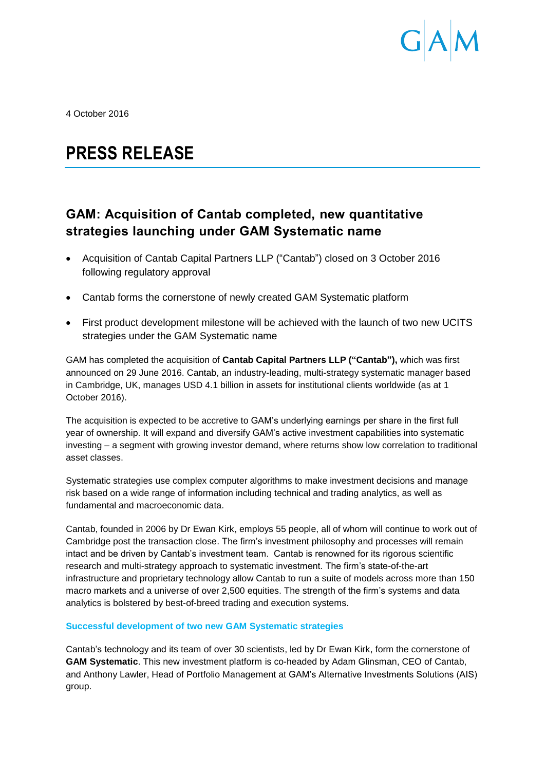4 October 2016

# PRESS RELEASE

## GAM: Acquisition of Cantab completed, new quantitative strategies launching under GAM Systematic name

- Acquisition of Cantab Capital Partners LLP ("Cantab") closed on 3 October 2016 following regulatory approval
- Cantab forms the cornerstone of newly created GAM Systematic platform
- First product development milestone will be achieved with the launch of two new UCITS strategies under the GAM Systematic name

GAM has completed the acquisition of **Cantab Capital Partners LLP ("Cantab"),** which was first announced on 29 June 2016. Cantab, an industry-leading, multi-strategy systematic manager based in Cambridge, UK, manages USD 4.1 billion in assets for institutional clients worldwide (as at 1 October 2016).

The acquisition is expected to be accretive to GAM's underlying earnings per share in the first full year of ownership. It will expand and diversify GAM's active investment capabilities into systematic investing – a segment with growing investor demand, where returns show low correlation to traditional asset classes.

Systematic strategies use complex computer algorithms to make investment decisions and manage risk based on a wide range of information including technical and trading analytics, as well as fundamental and macroeconomic data.

Cantab, founded in 2006 by Dr Ewan Kirk, employs 55 people, all of whom will continue to work out of Cambridge post the transaction close. The firm's investment philosophy and processes will remain intact and be driven by Cantab's investment team. Cantab is renowned for its rigorous scientific research and multi-strategy approach to systematic investment. The firm's state-of-the-art infrastructure and proprietary technology allow Cantab to run a suite of models across more than 150 macro markets and a universe of over 2,500 equities. The strength of the firm's systems and data analytics is bolstered by best-of-breed trading and execution systems.

### Successful development of two new GAM Systematic strategies

Cantab's technology and its team of over 30 scientists, led by Dr Ewan Kirk, form the cornerstone of **GAM Systematic**. This new investment platform is co-headed by Adam Glinsman, CEO of Cantab, and Anthony Lawler, Head of Portfolio Management at GAM's Alternative Investments Solutions (AIS) group.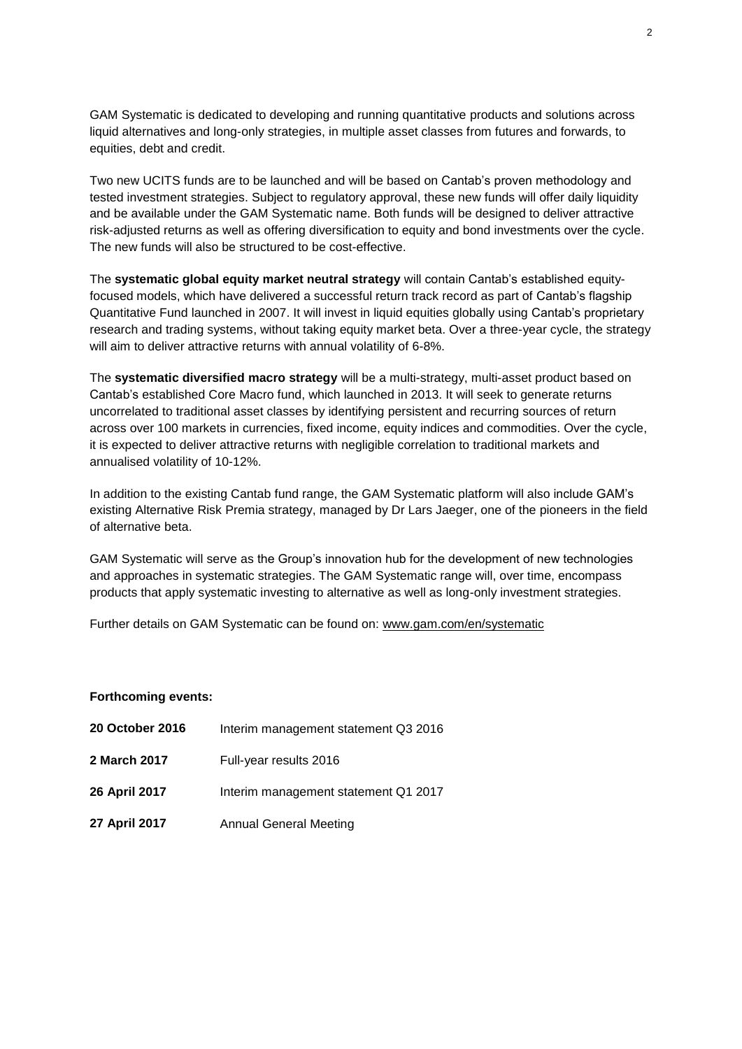GAM Systematic is dedicated to developing and running quantitative products and solutions across liquid alternatives and long-only strategies, in multiple asset classes from futures and forwards, to equities, debt and credit.

Two new UCITS funds are to be launched and will be based on Cantab's proven methodology and tested investment strategies. Subject to regulatory approval, these new funds will offer daily liquidity and be available under the GAM Systematic name. Both funds will be designed to deliver attractive risk-adjusted returns as well as offering diversification to equity and bond investments over the cycle. The new funds will also be structured to be cost-effective.

The **systematic global equity market neutral strategy** will contain Cantab's established equity-focused models, which have delivered a successful return track record as part of Cantab's flagship Quantitative Fund launched in 2007. It will invest in liquid equities globally using Cantab's proprietary research and trading systems, without taking equity market beta. Over a three-year cycle, the strategy will aim to deliver attractive returns with annual volatility of 6-8%.

The **systematic diversified macro strategy** will be a multi-strategy, multi-asset product based on Cantab's established Core Macro fund, which launched in 2013. It will seek to generate returns uncorrelated to traditional asset classes by identifying persistent and recurring sources of return across over 100 markets in currencies, fixed income, equity indices and commodities. Over the cycle, it is expected to deliver attractive returns with negligible correlation to traditional markets and annualised volatility of 10-12%.

In addition to the existing Cantab fund range, the GAM Systematic platform will also include GAM's existing Alternative Risk Premia strategy, managed by Dr Lars Jaeger, one of the pioneers in the field of alternative beta.

GAM Systematic will serve as the Group's innovation hub for the development of new technologies and approaches in systematic strategies. The GAM Systematic range will, over time, encompass products that apply systematic investing to alternative as well as long-only investment strategies.

Further details on GAM Systematic can be found on: www.gam.com/en/systematic

**Forthcoming events:**

| | |
|---|---|
| **20 October 2016** | Interim management statement Q3 2016 |
| **2 March 2017** | Full-year results 2016 |
| **26 April 2017** | Interim management statement Q1 2017 |
| **27 April 2017** | Annual General Meeting |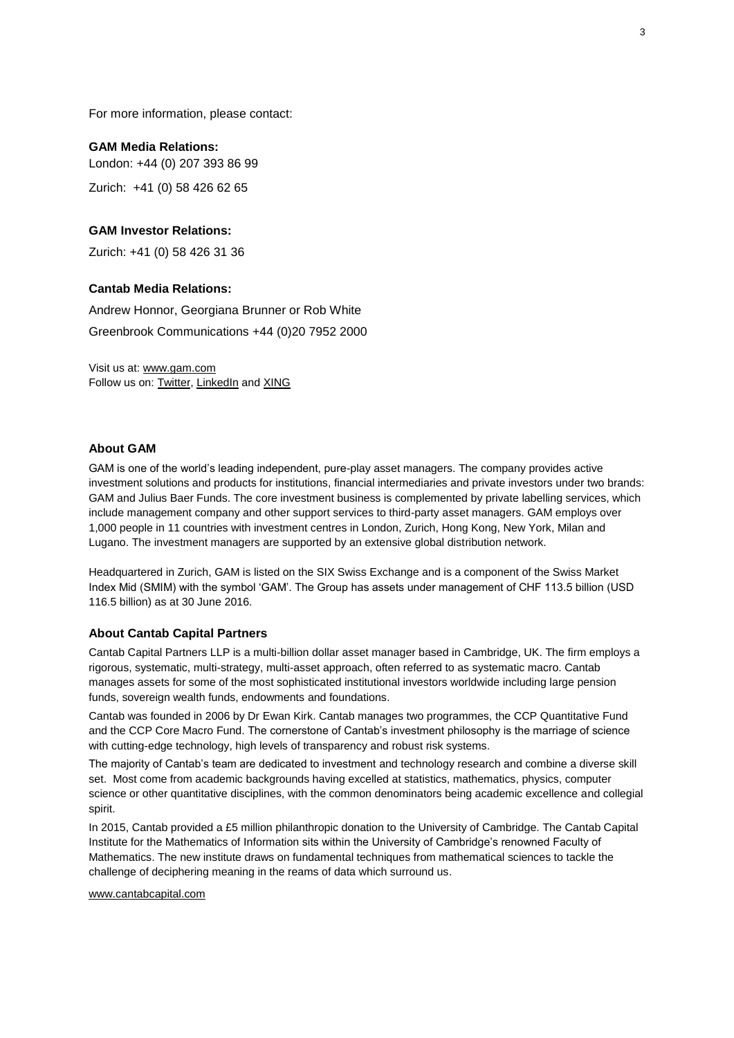For more information, please contact:

**GAM Media Relations:**

London: +44 (0) 207 393 86 99

Zurich: +41 (0) 58 426 62 65

**GAM Investor Relations:**

Zurich: +41 (0) 58 426 31 36

**Cantab Media Relations:**

Andrew Honnor, Georgiana Brunner or Rob White

Greenbrook Communications +44 (0)20 7952 2000

Visit us at: www.gam.com
Follow us on: Twitter, LinkedIn and XING

### About GAM

GAM is one of the world's leading independent, pure-play asset managers. The company provides active investment solutions and products for institutions, financial intermediaries and private investors under two brands: GAM and Julius Baer Funds. The core investment business is complemented by private labelling services, which include management company and other support services to third-party asset managers. GAM employs over 1,000 people in 11 countries with investment centres in London, Zurich, Hong Kong, New York, Milan and Lugano. The investment managers are supported by an extensive global distribution network.

Headquartered in Zurich, GAM is listed on the SIX Swiss Exchange and is a component of the Swiss Market Index Mid (SMIM) with the symbol 'GAM'. The Group has assets under management of CHF 113.5 billion (USD 116.5 billion) as at 30 June 2016.

### About Cantab Capital Partners

Cantab Capital Partners LLP is a multi-billion dollar asset manager based in Cambridge, UK. The firm employs a rigorous, systematic, multi-strategy, multi-asset approach, often referred to as systematic macro. Cantab manages assets for some of the most sophisticated institutional investors worldwide including large pension funds, sovereign wealth funds, endowments and foundations.

Cantab was founded in 2006 by Dr Ewan Kirk. Cantab manages two programmes, the CCP Quantitative Fund and the CCP Core Macro Fund. The cornerstone of Cantab's investment philosophy is the marriage of science with cutting-edge technology, high levels of transparency and robust risk systems.

The majority of Cantab's team are dedicated to investment and technology research and combine a diverse skill set. Most come from academic backgrounds having excelled at statistics, mathematics, physics, computer science or other quantitative disciplines, with the common denominators being academic excellence and collegial spirit.

In 2015, Cantab provided a £5 million philanthropic donation to the University of Cambridge. The Cantab Capital Institute for the Mathematics of Information sits within the University of Cambridge's renowned Faculty of Mathematics. The new institute draws on fundamental techniques from mathematical sciences to tackle the challenge of deciphering meaning in the reams of data which surround us.

www.cantabcapital.com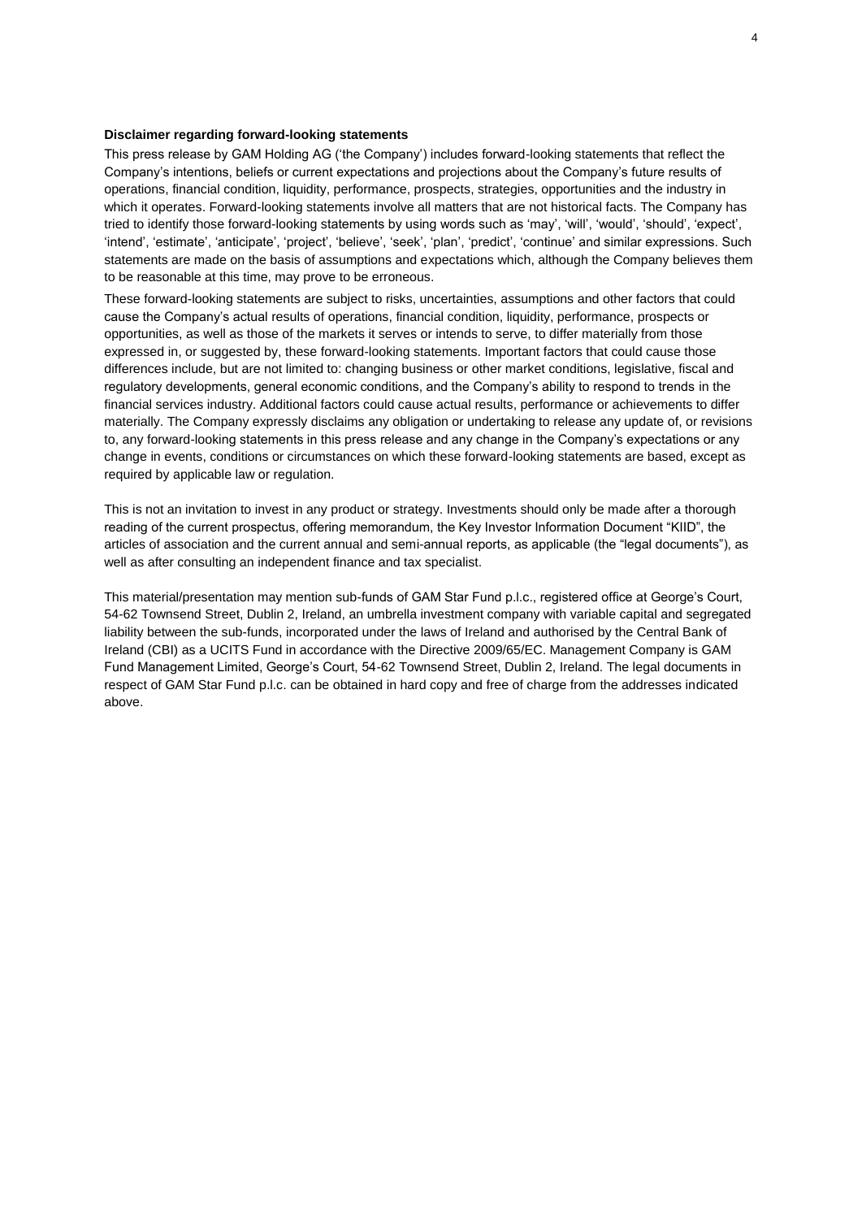**Disclaimer regarding forward-looking statements**

This press release by GAM Holding AG ('the Company') includes forward-looking statements that reflect the Company's intentions, beliefs or current expectations and projections about the Company's future results of operations, financial condition, liquidity, performance, prospects, strategies, opportunities and the industry in which it operates. Forward-looking statements involve all matters that are not historical facts. The Company has tried to identify those forward-looking statements by using words such as 'may', 'will', 'would', 'should', 'expect', 'intend', 'estimate', 'anticipate', 'project', 'believe', 'seek', 'plan', 'predict', 'continue' and similar expressions. Such statements are made on the basis of assumptions and expectations which, although the Company believes them to be reasonable at this time, may prove to be erroneous.

These forward-looking statements are subject to risks, uncertainties, assumptions and other factors that could cause the Company's actual results of operations, financial condition, liquidity, performance, prospects or opportunities, as well as those of the markets it serves or intends to serve, to differ materially from those expressed in, or suggested by, these forward-looking statements. Important factors that could cause those differences include, but are not limited to: changing business or other market conditions, legislative, fiscal and regulatory developments, general economic conditions, and the Company's ability to respond to trends in the financial services industry. Additional factors could cause actual results, performance or achievements to differ materially. The Company expressly disclaims any obligation or undertaking to release any update of, or revisions to, any forward-looking statements in this press release and any change in the Company's expectations or any change in events, conditions or circumstances on which these forward-looking statements are based, except as required by applicable law or regulation.

This is not an invitation to invest in any product or strategy. Investments should only be made after a thorough reading of the current prospectus, offering memorandum, the Key Investor Information Document "KIID", the articles of association and the current annual and semi-annual reports, as applicable (the "legal documents"), as well as after consulting an independent finance and tax specialist.

This material/presentation may mention sub-funds of GAM Star Fund p.l.c., registered office at George's Court, 54-62 Townsend Street, Dublin 2, Ireland, an umbrella investment company with variable capital and segregated liability between the sub-funds, incorporated under the laws of Ireland and authorised by the Central Bank of Ireland (CBI) as a UCITS Fund in accordance with the Directive 2009/65/EC. Management Company is GAM Fund Management Limited, George's Court, 54-62 Townsend Street, Dublin 2, Ireland. The legal documents in respect of GAM Star Fund p.l.c. can be obtained in hard copy and free of charge from the addresses indicated above.